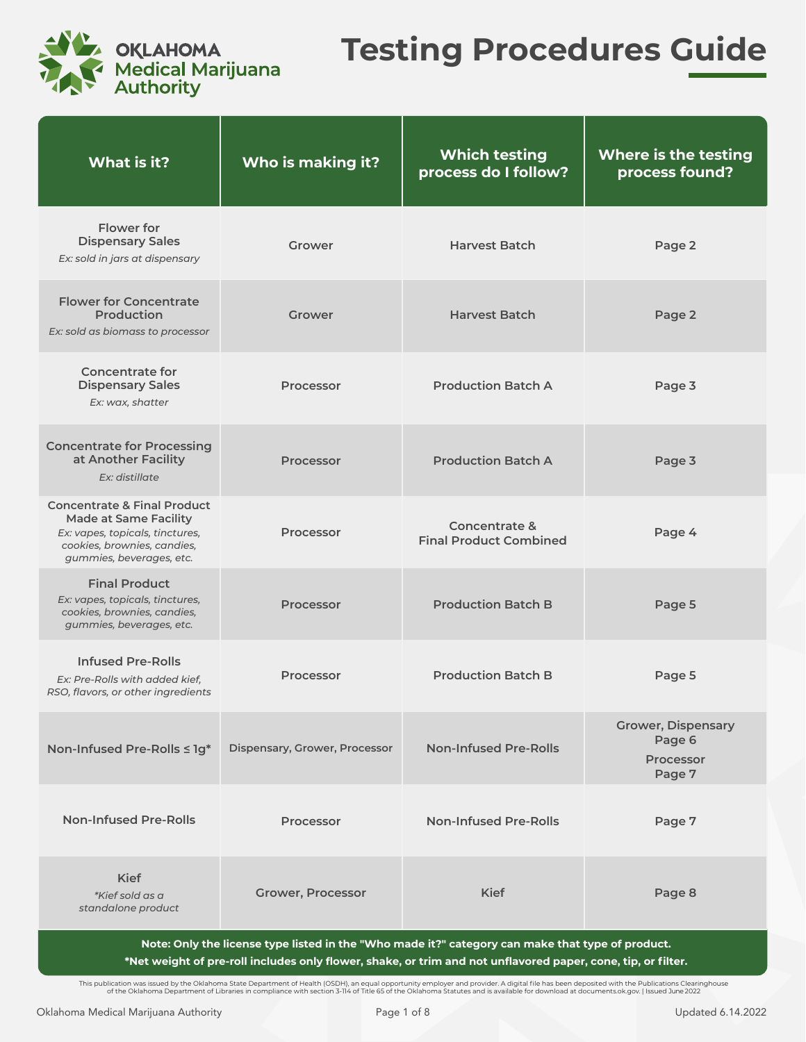OKLAHOMA
Medical Marijuana Authority

# Testing Procedures Guide

| What is it? | Who is making it? | Which testing process do I follow? | Where is the testing process found? |
|---|---|---|---|
| **Flower for Dispensary Sales** *Ex: sold in jars at dispensary* | Grower | Harvest Batch | Page 2 |
| **Flower for Concentrate Production** *Ex: sold as biomass to processor* | Grower | Harvest Batch | Page 2 |
| **Concentrate for Dispensary Sales** *Ex: wax, shatter* | Processor | Production Batch A | Page 3 |
| **Concentrate for Processing at Another Facility** *Ex: distillate* | Processor | Production Batch A | Page 3 |
| **Concentrate & Final Product Made at Same Facility** *Ex: vapes, topicals, tinctures, cookies, brownies, candies, gummies, beverages, etc.* | Processor | Concentrate & Final Product Combined | Page 4 |
| **Final Product** *Ex: vapes, topicals, tinctures, cookies, brownies, candies, gummies, beverages, etc.* | Processor | Production Batch B | Page 5 |
| **Infused Pre-Rolls** *Ex: Pre-Rolls with added kief, RSO, flavors, or other ingredients* | Processor | Production Batch B | Page 5 |
| **Non-Infused Pre-Rolls ≤ 1g*** | Dispensary, Grower, Processor | Non-Infused Pre-Rolls | Grower, Dispensary Page 6; Processor Page 7 |
| **Non-Infused Pre-Rolls** | Processor | Non-Infused Pre-Rolls | Page 7 |
| **Kief** *\*Kief sold as a standalone product* | Grower, Processor | Kief | Page 8 |

**Note: Only the license type listed in the "Who made it?" category can make that type of product.**

***Net weight of pre-roll includes only flower, shake, or trim and not unflavored paper, cone, tip, or filter.**

This publication was issued by the Oklahoma State Department of Health (OSDH), an equal opportunity employer and provider. A digital file has been deposited with the Publications Clearinghouse of the Oklahoma Department of Libraries in compliance with section 3-114 of Title 65 of the Oklahoma Statutes and is available for download at documents.ok.gov. | Issued June 2022

Updated 6.14.2022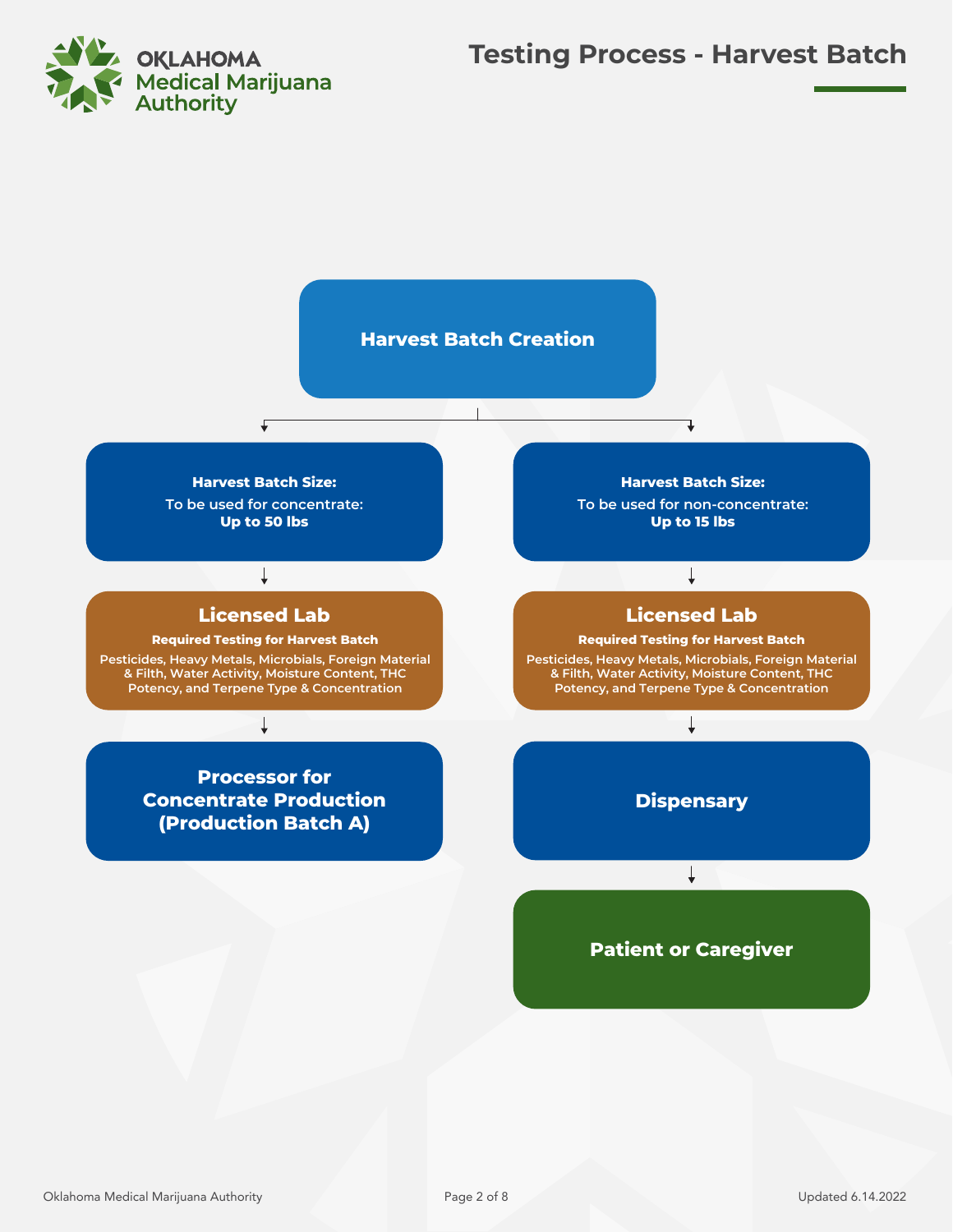# Testing Process - Harvest Batch

**Harvest Batch Creation**

**Concentrate path:**

**Harvest Batch Size:**
To be used for concentrate:
**Up to 50 lbs**

↓

**Licensed Lab**
**Required Testing for Harvest Batch**
Pesticides, Heavy Metals, Microbials, Foreign Material & Filth, Water Activity, Moisture Content, THC Potency, and Terpene Type & Concentration

↓

**Processor for Concentrate Production (Production Batch A)**

**Non-concentrate path:**

**Harvest Batch Size:**
To be used for non-concentrate:
**Up to 15 lbs**

↓

**Licensed Lab**
**Required Testing for Harvest Batch**
Pesticides, Heavy Metals, Microbials, Foreign Material & Filth, Water Activity, Moisture Content, THC Potency, and Terpene Type & Concentration

↓

**Dispensary**

↓

**Patient or Caregiver**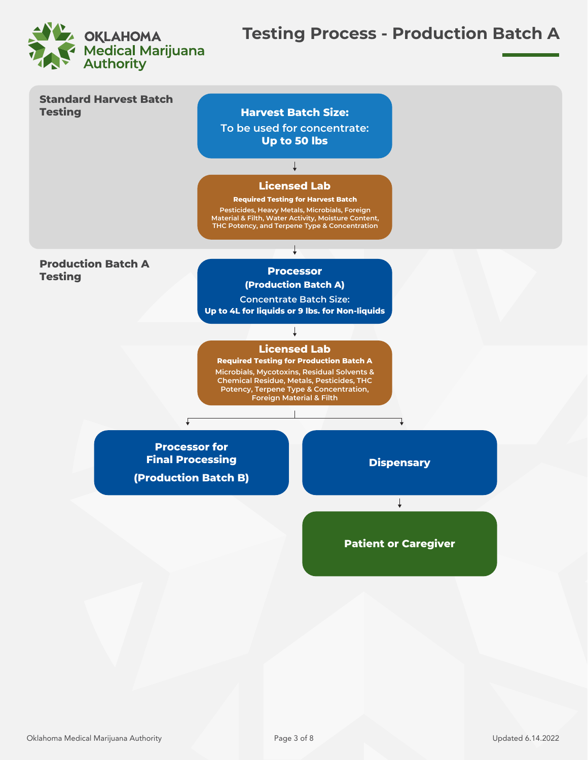# Testing Process - Production Batch A

## Standard Harvest Batch Testing

**Harvest Batch Size:**
To be used for concentrate:
**Up to 50 lbs**

↓

**Licensed Lab**
**Required Testing for Harvest Batch**
Pesticides, Heavy Metals, Microbials, Foreign Material & Filth, Water Activity, Moisture Content, THC Potency, and Terpene Type & Concentration

↓

## Production Batch A Testing

**Processor**
**(Production Batch A)**
Concentrate Batch Size:
**Up to 4L for liquids or 9 lbs. for Non-liquids**

↓

**Licensed Lab**
**Required Testing for Production Batch A**
Microbials, Mycotoxins, Residual Solvents & Chemical Residue, Metals, Pesticides, THC Potency, Terpene Type & Concentration, Foreign Material & Filth

↓

- **Processor for Final Processing (Production Batch B)**
- **Dispensary** → **Patient or Caregiver**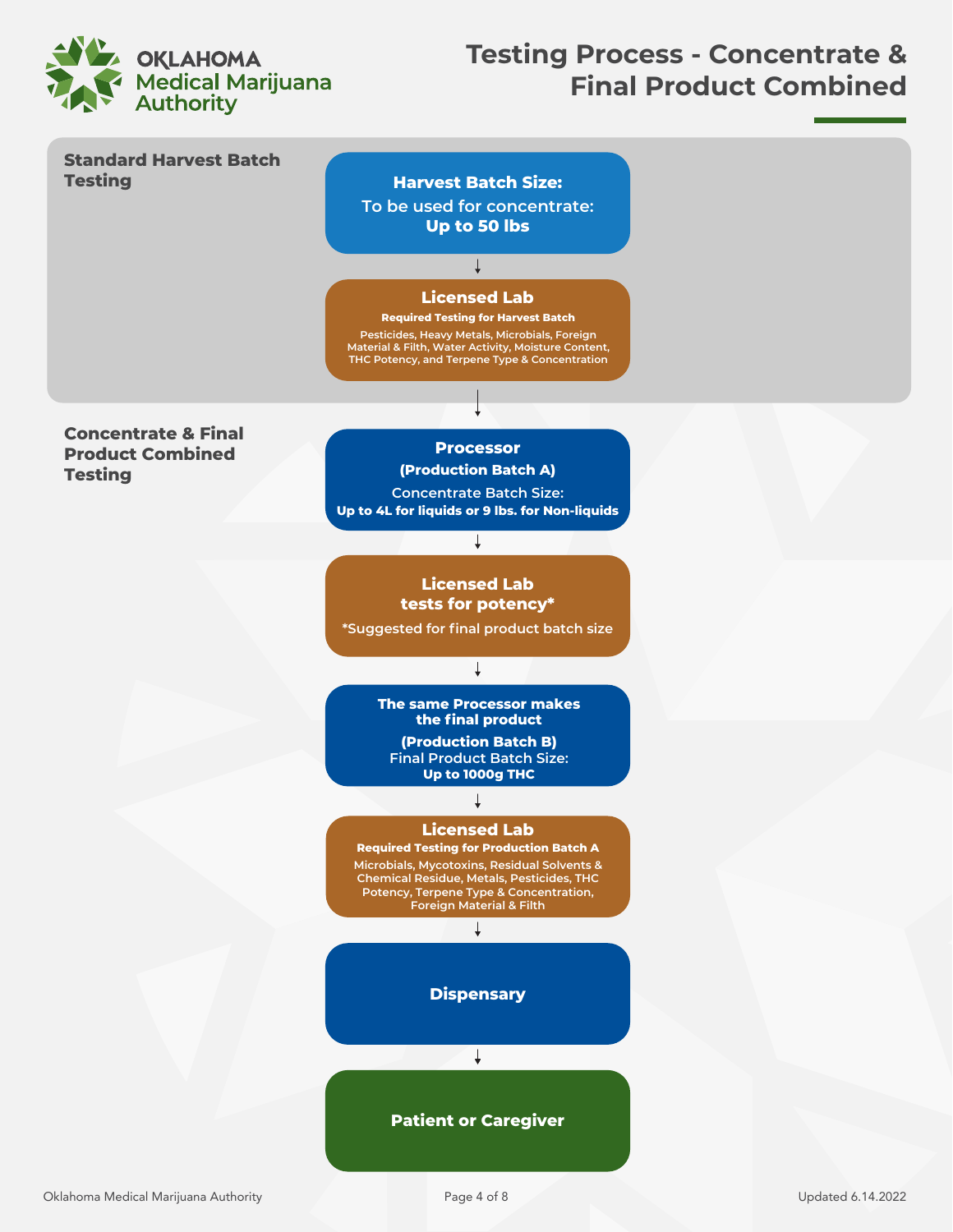# Testing Process - Concentrate & Final Product Combined

## Standard Harvest Batch Testing

**Harvest Batch Size:**
To be used for concentrate:
**Up to 50 lbs**

↓

**Licensed Lab**
**Required Testing for Harvest Batch**
Pesticides, Heavy Metals, Microbials, Foreign Material & Filth, Water Activity, Moisture Content, THC Potency, and Terpene Type & Concentration

↓

## Concentrate & Final Product Combined Testing

**Processor**
**(Production Batch A)**
Concentrate Batch Size:
**Up to 4L for liquids or 9 lbs. for Non-liquids**

↓

**Licensed Lab tests for potency***
*Suggested for final product batch size

↓

**The same Processor makes the final product**
**(Production Batch B)**
Final Product Batch Size:
**Up to 1000g THC**

↓

**Licensed Lab**
**Required Testing for Production Batch A**
Microbials, Mycotoxins, Residual Solvents & Chemical Residue, Metals, Pesticides, THC Potency, Terpene Type & Concentration, Foreign Material & Filth

↓

**Dispensary**

↓

**Patient or Caregiver**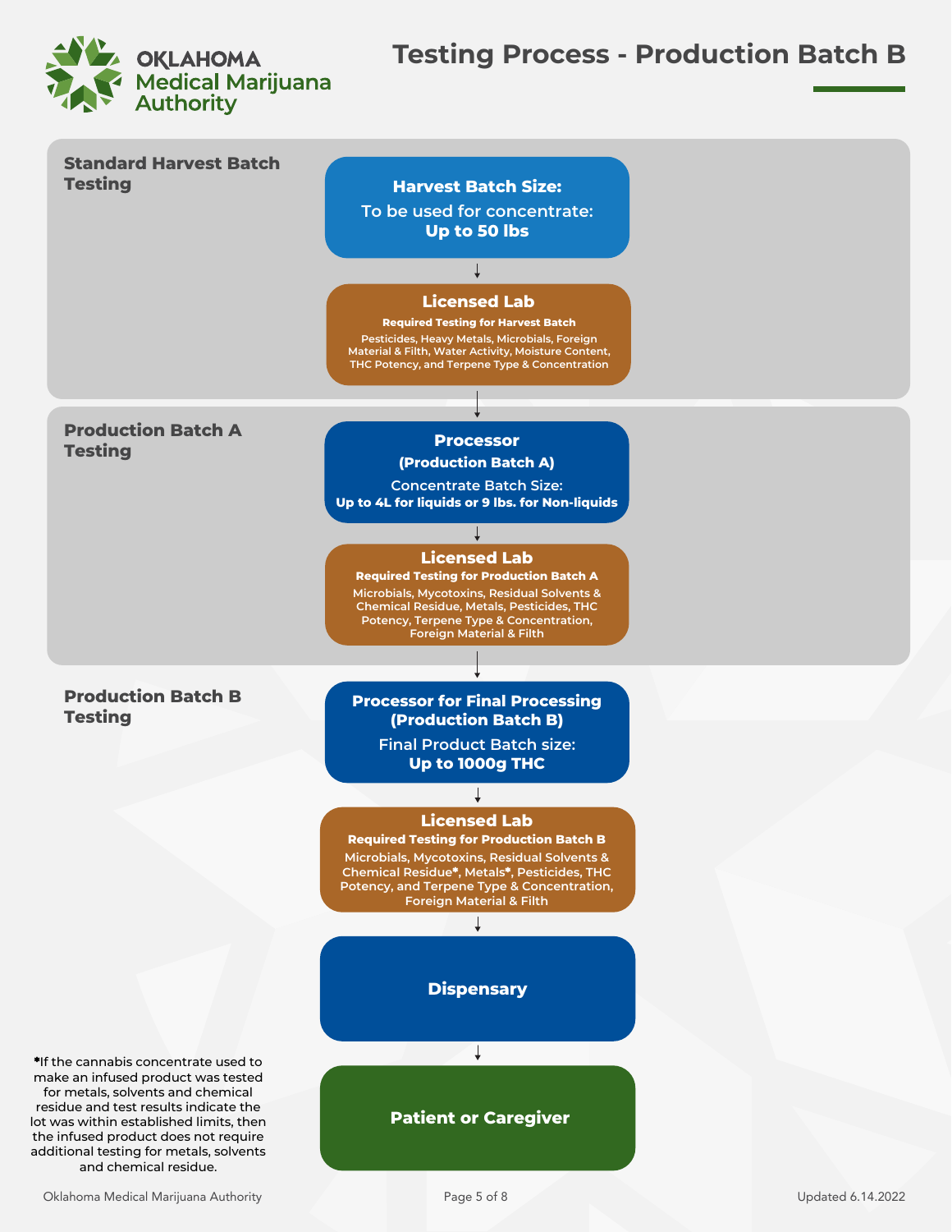# Testing Process - Production Batch B

## Standard Harvest Batch Testing

**Harvest Batch Size:**
To be used for concentrate:
**Up to 50 lbs**

↓

**Licensed Lab**
**Required Testing for Harvest Batch**
Pesticides, Heavy Metals, Microbials, Foreign Material & Filth, Water Activity, Moisture Content, THC Potency, and Terpene Type & Concentration

↓

## Production Batch A Testing

**Processor**
**(Production Batch A)**
Concentrate Batch Size:
**Up to 4L for liquids or 9 lbs. for Non-liquids**

↓

**Licensed Lab**
**Required Testing for Production Batch A**
Microbials, Mycotoxins, Residual Solvents & Chemical Residue, Metals, Pesticides, THC Potency, Terpene Type & Concentration, Foreign Material & Filth

↓

## Production Batch B Testing

**Processor for Final Processing (Production Batch B)**
Final Product Batch size:
**Up to 1000g THC**

↓

**Licensed Lab**
**Required Testing for Production Batch B**
Microbials, Mycotoxins, Residual Solvents & Chemical Residue*, Metals*, Pesticides, THC Potency, and Terpene Type & Concentration, Foreign Material & Filth

↓

**Dispensary**

↓

**Patient or Caregiver**

*If the cannabis concentrate used to make an infused product was tested for metals, solvents and chemical residue and test results indicate the lot was within established limits, then the infused product does not require additional testing for metals, solvents and chemical residue.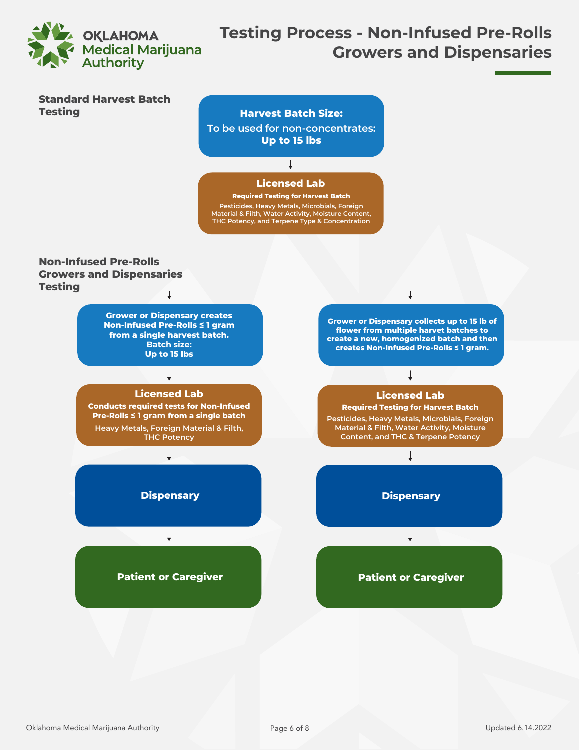# Testing Process - Non-Infused Pre-Rolls Growers and Dispensaries

## Standard Harvest Batch Testing

**Harvest Batch Size:**
To be used for non-concentrates:
**Up to 15 lbs**

↓

**Licensed Lab**
**Required Testing for Harvest Batch**
Pesticides, Heavy Metals, Microbials, Foreign Material & Filth, Water Activity, Moisture Content, THC Potency, and Terpene Type & Concentration

## Non-Infused Pre-Rolls Growers and Dispensaries Testing

### Path 1

**Grower or Dispensary creates Non-Infused Pre-Rolls ≤ 1 gram from a single harvest batch. Batch size: Up to 15 lbs**

↓

**Licensed Lab**
**Conducts required tests for Non-Infused Pre-Rolls ≤ 1 gram from a single batch**
Heavy Metals, Foreign Material & Filth, THC Potency

↓

**Dispensary**

↓

**Patient or Caregiver**

### Path 2

**Grower or Dispensary collects up to 15 lb of flower from multiple harvest batches to create a new, homogenized batch and then creates Non-Infused Pre-Rolls ≤ 1 gram.**

↓

**Licensed Lab**
**Required Testing for Harvest Batch**
Pesticides, Heavy Metals, Microbials, Foreign Material & Filth, Water Activity, Moisture Content, and THC & Terpene Potency

↓

**Dispensary**

↓

**Patient or Caregiver**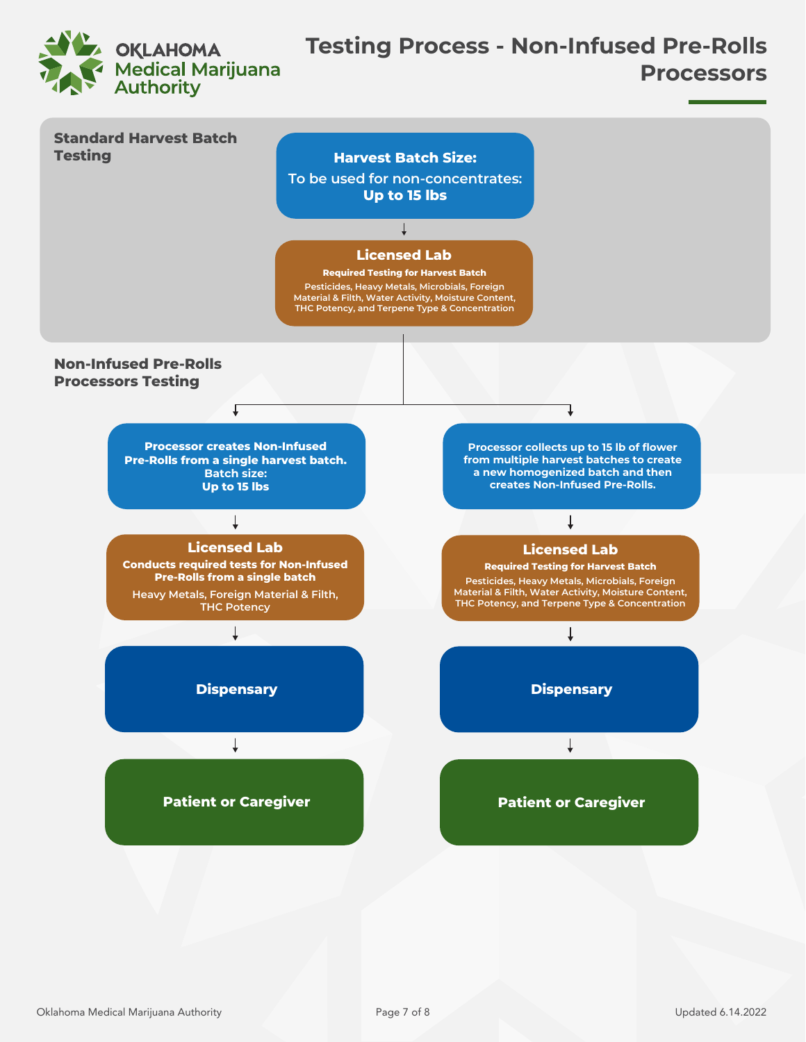**OKLAHOMA Medical Marijuana Authority**

# Testing Process - Non-Infused Pre-Rolls Processors

## Standard Harvest Batch Testing

**Harvest Batch Size:**
To be used for non-concentrates:
**Up to 15 lbs**

↓

**Licensed Lab**
**Required Testing for Harvest Batch**
Pesticides, Heavy Metals, Microbials, Foreign Material & Filth, Water Activity, Moisture Content, THC Potency, and Terpene Type & Concentration

## Non-Infused Pre-Rolls Processors Testing

### Path 1

**Processor creates Non-Infused Pre-Rolls from a single harvest batch. Batch size: Up to 15 lbs**

↓

**Licensed Lab**
**Conducts required tests for Non-Infused Pre-Rolls from a single batch**
Heavy Metals, Foreign Material & Filth, THC Potency

↓

**Dispensary**

↓

**Patient or Caregiver**

### Path 2

**Processor collects up to 15 lb of flower from multiple harvest batches to create a new homogenized batch and then creates Non-Infused Pre-Rolls.**

↓

**Licensed Lab**
**Required Testing for Harvest Batch**
Pesticides, Heavy Metals, Microbials, Foreign Material & Filth, Water Activity, Moisture Content, THC Potency, and Terpene Type & Concentration

↓

**Dispensary**

↓

**Patient or Caregiver**

Oklahoma Medical Marijuana Authority — Updated 6.14.2022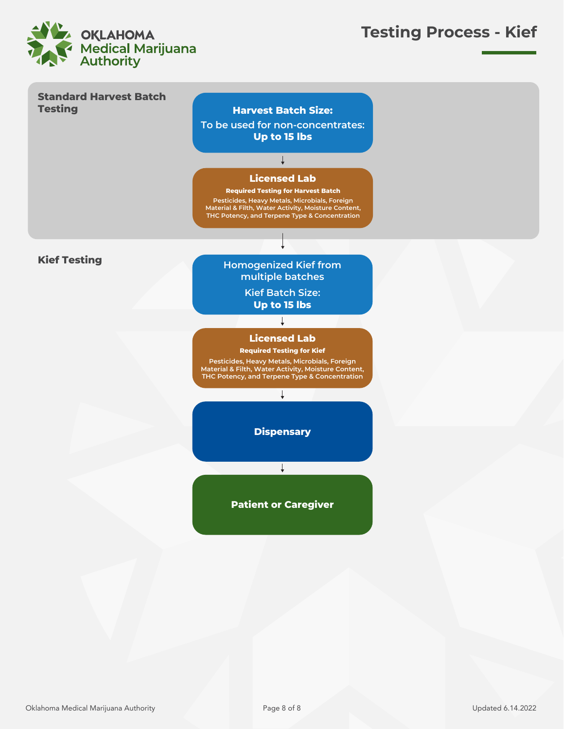# Testing Process - Kief

## Standard Harvest Batch Testing

**Harvest Batch Size:**

To be used for non-concentrates:
**Up to 15 lbs**

↓

**Licensed Lab**

**Required Testing for Harvest Batch**

Pesticides, Heavy Metals, Microbials, Foreign Material & Filth, Water Activity, Moisture Content, THC Potency, and Terpene Type & Concentration

↓

## Kief Testing

Homogenized Kief from multiple batches

Kief Batch Size:
**Up to 15 lbs**

↓

**Licensed Lab**

**Required Testing for Kief**

Pesticides, Heavy Metals, Microbials, Foreign Material & Filth, Water Activity, Moisture Content, THC Potency, and Terpene Type & Concentration

↓

**Dispensary**

↓

**Patient or Caregiver**